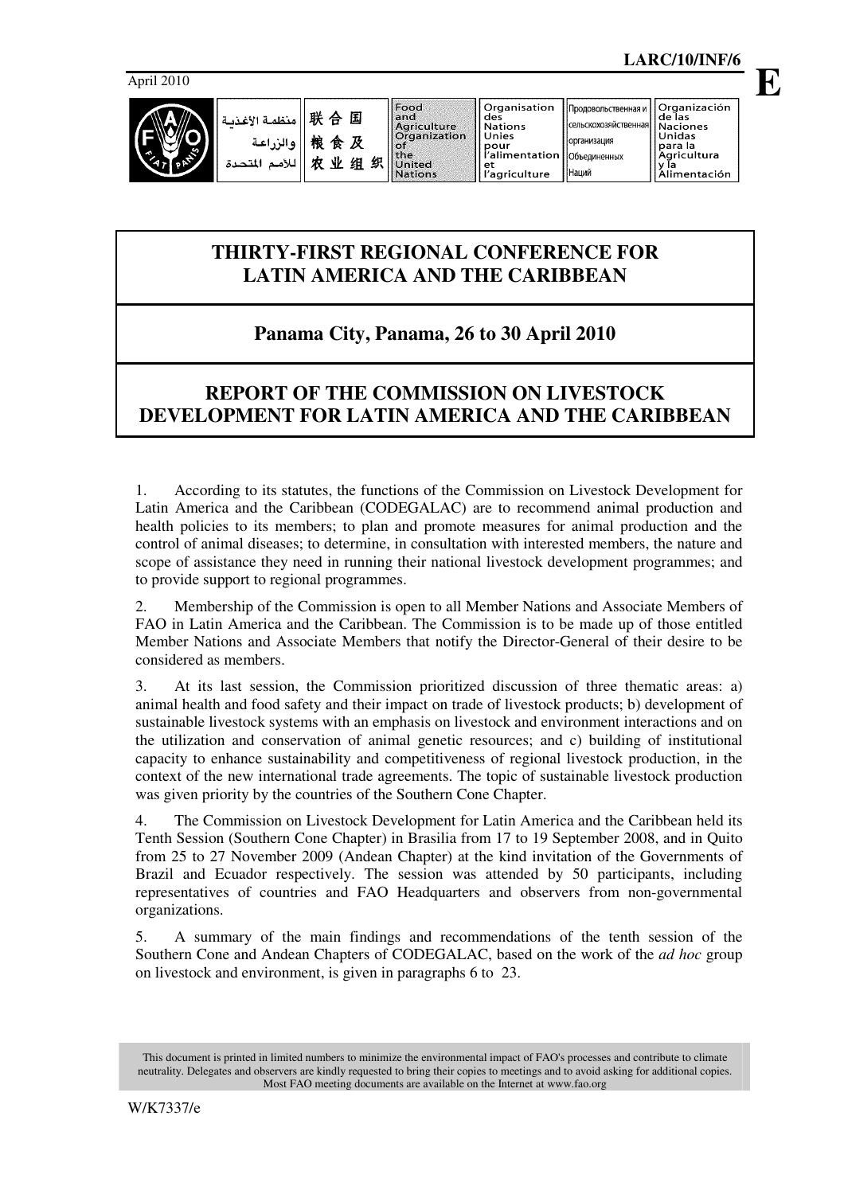April 2010

LARC/10/INF/6

E

| منظمة الأغذية والزراعة للأمم المتحدة | 联合国粮食及农业组织 | Food and Agriculture Organization of the United Nations | Organisation des Nations Unies pour l'alimentation et l'agriculture | Продовольственная и сельскохозяйственная организация Объединенных Наций | Organización de las Naciones Unidas para la Agricultura y la Alimentación |
|---|---|---|---|---|---|

# THIRTY-FIRST REGIONAL CONFERENCE FOR LATIN AMERICA AND THE CARIBBEAN

## Panama City, Panama, 26 to 30 April 2010

# REPORT OF THE COMMISSION ON LIVESTOCK DEVELOPMENT FOR LATIN AMERICA AND THE CARIBBEAN

1. According to its statutes, the functions of the Commission on Livestock Development for Latin America and the Caribbean (CODEGALAC) are to recommend animal production and health policies to its members; to plan and promote measures for animal production and the control of animal diseases; to determine, in consultation with interested members, the nature and scope of assistance they need in running their national livestock development programmes; and to provide support to regional programmes.

2. Membership of the Commission is open to all Member Nations and Associate Members of FAO in Latin America and the Caribbean. The Commission is to be made up of those entitled Member Nations and Associate Members that notify the Director-General of their desire to be considered as members.

3. At its last session, the Commission prioritized discussion of three thematic areas: a) animal health and food safety and their impact on trade of livestock products; b) development of sustainable livestock systems with an emphasis on livestock and environment interactions and on the utilization and conservation of animal genetic resources; and c) building of institutional capacity to enhance sustainability and competitiveness of regional livestock production, in the context of the new international trade agreements. The topic of sustainable livestock production was given priority by the countries of the Southern Cone Chapter.

4. The Commission on Livestock Development for Latin America and the Caribbean held its Tenth Session (Southern Cone Chapter) in Brasilia from 17 to 19 September 2008, and in Quito from 25 to 27 November 2009 (Andean Chapter) at the kind invitation of the Governments of Brazil and Ecuador respectively. The session was attended by 50 participants, including representatives of countries and FAO Headquarters and observers from non-governmental organizations.

5. A summary of the main findings and recommendations of the tenth session of the Southern Cone and Andean Chapters of CODEGALAC, based on the work of the *ad hoc* group on livestock and environment, is given in paragraphs 6 to 23.

This document is printed in limited numbers to minimize the environmental impact of FAO's processes and contribute to climate neutrality. Delegates and observers are kindly requested to bring their copies to meetings and to avoid asking for additional copies. Most FAO meeting documents are available on the Internet at www.fao.org

W/K7337/e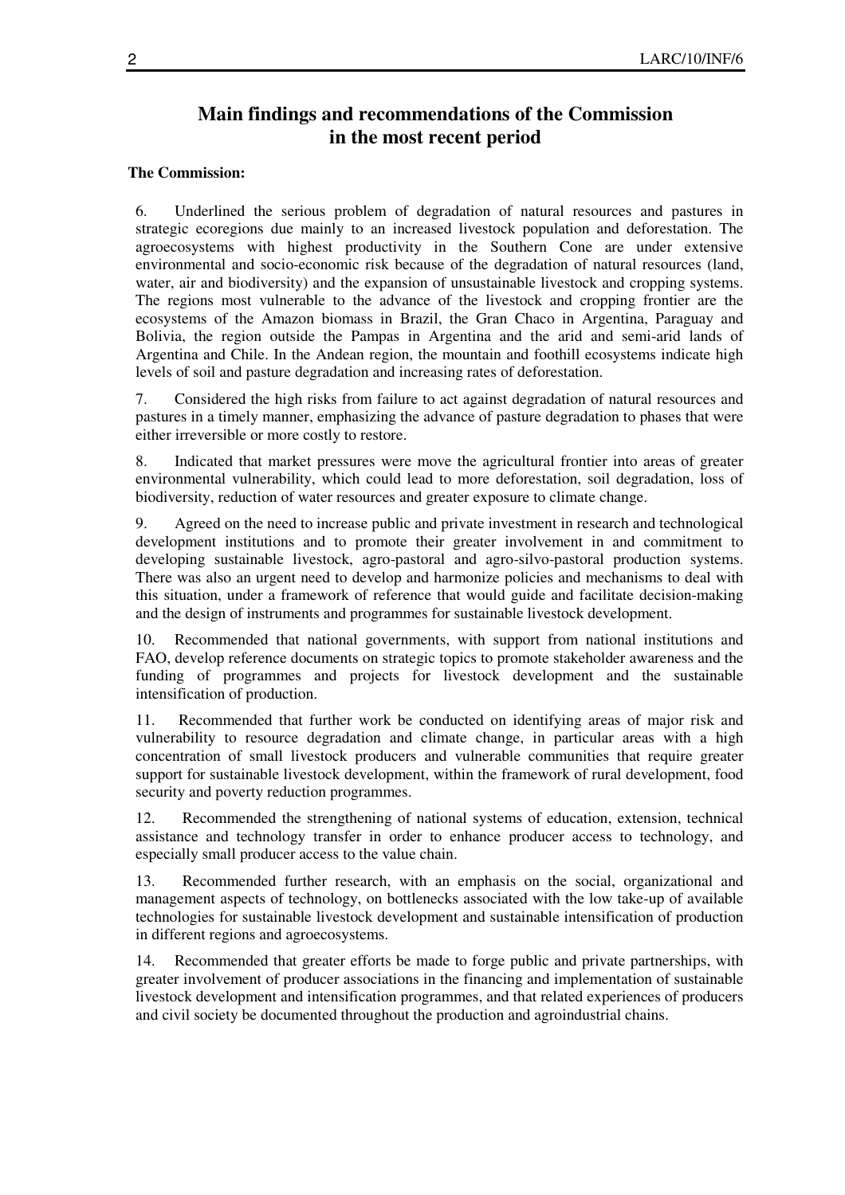## Main findings and recommendations of the Commission in the most recent period

**The Commission:**

6. Underlined the serious problem of degradation of natural resources and pastures in strategic ecoregions due mainly to an increased livestock population and deforestation. The agroecosystems with highest productivity in the Southern Cone are under extensive environmental and socio-economic risk because of the degradation of natural resources (land, water, air and biodiversity) and the expansion of unsustainable livestock and cropping systems. The regions most vulnerable to the advance of the livestock and cropping frontier are the ecosystems of the Amazon biomass in Brazil, the Gran Chaco in Argentina, Paraguay and Bolivia, the region outside the Pampas in Argentina and the arid and semi-arid lands of Argentina and Chile. In the Andean region, the mountain and foothill ecosystems indicate high levels of soil and pasture degradation and increasing rates of deforestation.

7. Considered the high risks from failure to act against degradation of natural resources and pastures in a timely manner, emphasizing the advance of pasture degradation to phases that were either irreversible or more costly to restore.

8. Indicated that market pressures were move the agricultural frontier into areas of greater environmental vulnerability, which could lead to more deforestation, soil degradation, loss of biodiversity, reduction of water resources and greater exposure to climate change.

9. Agreed on the need to increase public and private investment in research and technological development institutions and to promote their greater involvement in and commitment to developing sustainable livestock, agro-pastoral and agro-silvo-pastoral production systems. There was also an urgent need to develop and harmonize policies and mechanisms to deal with this situation, under a framework of reference that would guide and facilitate decision-making and the design of instruments and programmes for sustainable livestock development.

10. Recommended that national governments, with support from national institutions and FAO, develop reference documents on strategic topics to promote stakeholder awareness and the funding of programmes and projects for livestock development and the sustainable intensification of production.

11. Recommended that further work be conducted on identifying areas of major risk and vulnerability to resource degradation and climate change, in particular areas with a high concentration of small livestock producers and vulnerable communities that require greater support for sustainable livestock development, within the framework of rural development, food security and poverty reduction programmes.

12. Recommended the strengthening of national systems of education, extension, technical assistance and technology transfer in order to enhance producer access to technology, and especially small producer access to the value chain.

13. Recommended further research, with an emphasis on the social, organizational and management aspects of technology, on bottlenecks associated with the low take-up of available technologies for sustainable livestock development and sustainable intensification of production in different regions and agroecosystems.

14. Recommended that greater efforts be made to forge public and private partnerships, with greater involvement of producer associations in the financing and implementation of sustainable livestock development and intensification programmes, and that related experiences of producers and civil society be documented throughout the production and agroindustrial chains.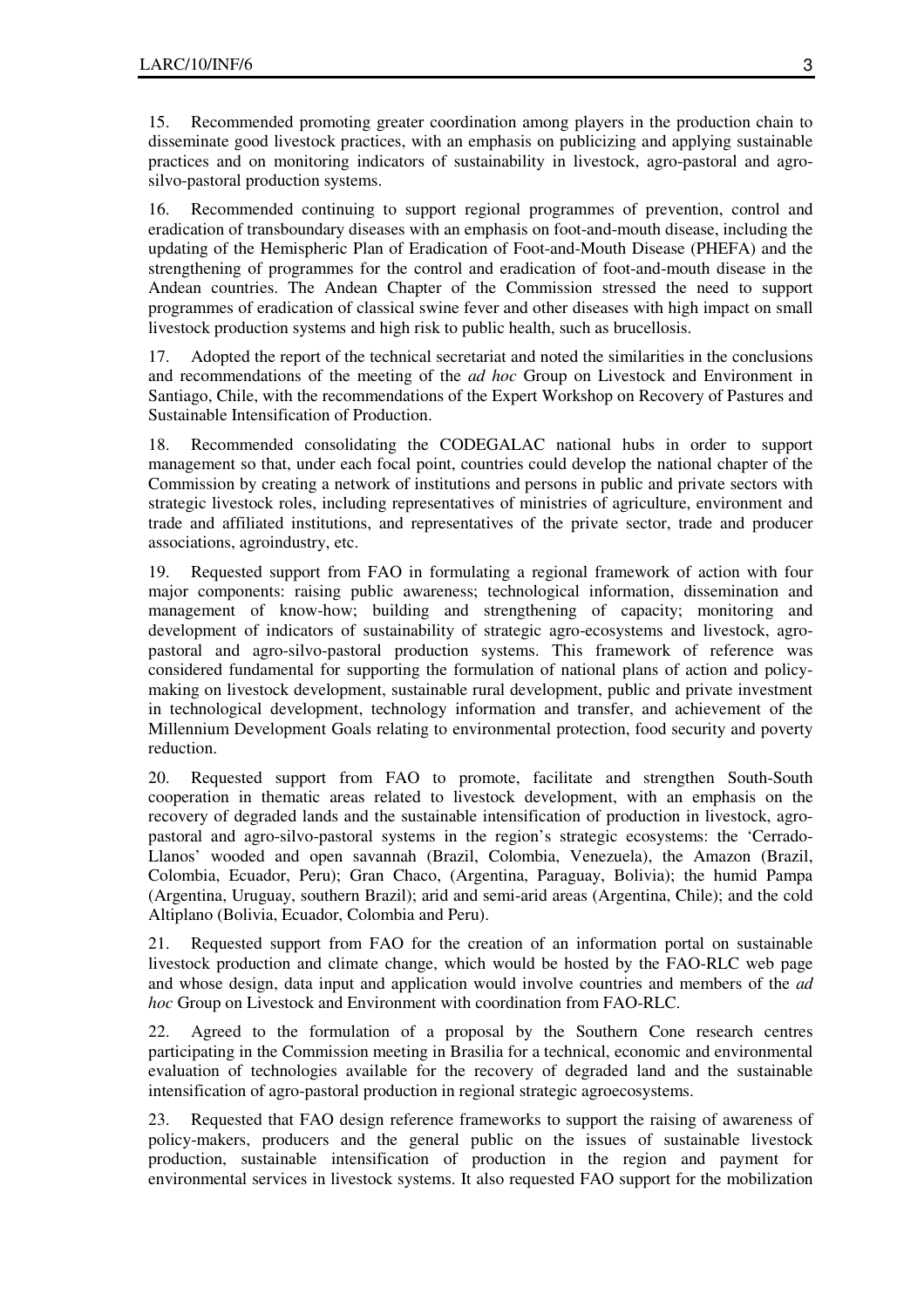15. Recommended promoting greater coordination among players in the production chain to disseminate good livestock practices, with an emphasis on publicizing and applying sustainable practices and on monitoring indicators of sustainability in livestock, agro-pastoral and agro-silvo-pastoral production systems.

16. Recommended continuing to support regional programmes of prevention, control and eradication of transboundary diseases with an emphasis on foot-and-mouth disease, including the updating of the Hemispheric Plan of Eradication of Foot-and-Mouth Disease (PHEFA) and the strengthening of programmes for the control and eradication of foot-and-mouth disease in the Andean countries. The Andean Chapter of the Commission stressed the need to support programmes of eradication of classical swine fever and other diseases with high impact on small livestock production systems and high risk to public health, such as brucellosis.

17. Adopted the report of the technical secretariat and noted the similarities in the conclusions and recommendations of the meeting of the *ad hoc* Group on Livestock and Environment in Santiago, Chile, with the recommendations of the Expert Workshop on Recovery of Pastures and Sustainable Intensification of Production.

18. Recommended consolidating the CODEGALAC national hubs in order to support management so that, under each focal point, countries could develop the national chapter of the Commission by creating a network of institutions and persons in public and private sectors with strategic livestock roles, including representatives of ministries of agriculture, environment and trade and affiliated institutions, and representatives of the private sector, trade and producer associations, agroindustry, etc.

19. Requested support from FAO in formulating a regional framework of action with four major components: raising public awareness; technological information, dissemination and management of know-how; building and strengthening of capacity; monitoring and development of indicators of sustainability of strategic agro-ecosystems and livestock, agro-pastoral and agro-silvo-pastoral production systems. This framework of reference was considered fundamental for supporting the formulation of national plans of action and policy-making on livestock development, sustainable rural development, public and private investment in technological development, technology information and transfer, and achievement of the Millennium Development Goals relating to environmental protection, food security and poverty reduction.

20. Requested support from FAO to promote, facilitate and strengthen South-South cooperation in thematic areas related to livestock development, with an emphasis on the recovery of degraded lands and the sustainable intensification of production in livestock, agro-pastoral and agro-silvo-pastoral systems in the region's strategic ecosystems: the 'Cerrado-Llanos' wooded and open savannah (Brazil, Colombia, Venezuela), the Amazon (Brazil, Colombia, Ecuador, Peru); Gran Chaco, (Argentina, Paraguay, Bolivia); the humid Pampa (Argentina, Uruguay, southern Brazil); arid and semi-arid areas (Argentina, Chile); and the cold Altiplano (Bolivia, Ecuador, Colombia and Peru).

21. Requested support from FAO for the creation of an information portal on sustainable livestock production and climate change, which would be hosted by the FAO-RLC web page and whose design, data input and application would involve countries and members of the *ad hoc* Group on Livestock and Environment with coordination from FAO-RLC.

22. Agreed to the formulation of a proposal by the Southern Cone research centres participating in the Commission meeting in Brasilia for a technical, economic and environmental evaluation of technologies available for the recovery of degraded land and the sustainable intensification of agro-pastoral production in regional strategic agroecosystems.

23. Requested that FAO design reference frameworks to support the raising of awareness of policy-makers, producers and the general public on the issues of sustainable livestock production, sustainable intensification of production in the region and payment for environmental services in livestock systems. It also requested FAO support for the mobilization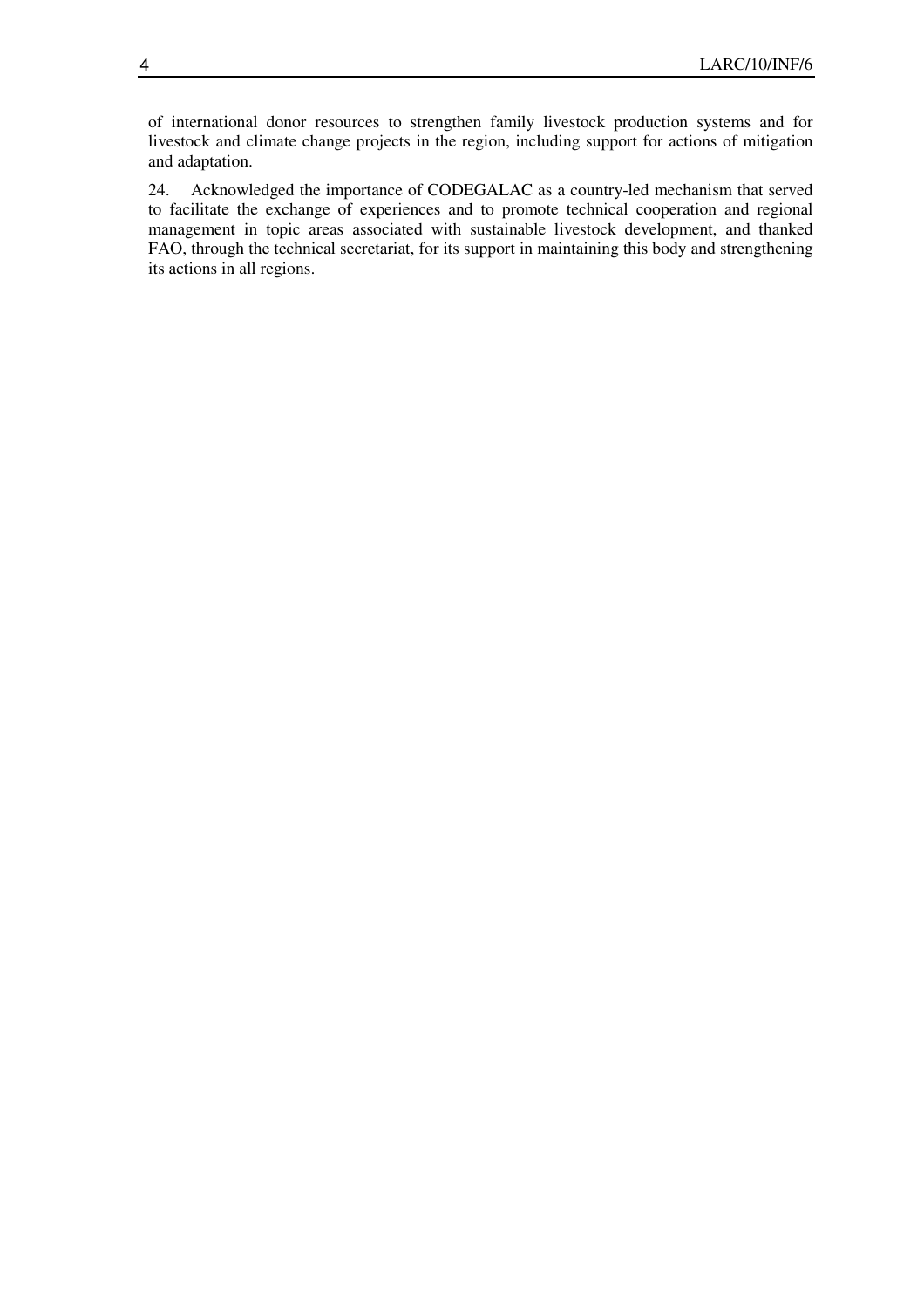of international donor resources to strengthen family livestock production systems and for livestock and climate change projects in the region, including support for actions of mitigation and adaptation.

24. Acknowledged the importance of CODEGALAC as a country-led mechanism that served to facilitate the exchange of experiences and to promote technical cooperation and regional management in topic areas associated with sustainable livestock development, and thanked FAO, through the technical secretariat, for its support in maintaining this body and strengthening its actions in all regions.